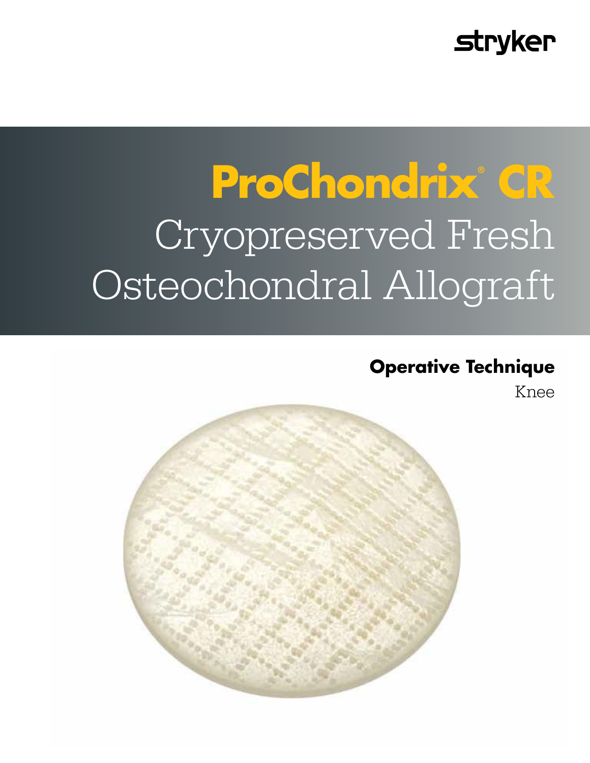stryker

# ProChondrix® CR

Cryopreserved Fresh Osteochondral Allograft

## Operative Technique

Knee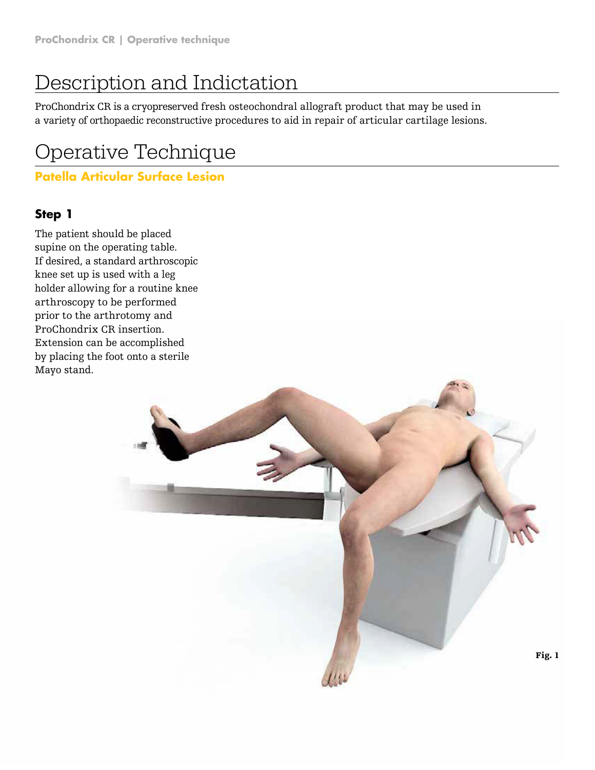# Description and Indictation

ProChondrix CR is a cryopreserved fresh osteochondral allograft product that may be used in a variety of orthopaedic reconstructive procedures to aid in repair of articular cartilage lesions.

# Operative Technique

## Patella Articular Surface Lesion

### Step 1

The patient should be placed supine on the operating table. If desired, a standard arthroscopic knee set up is used with a leg holder allowing for a routine knee arthroscopy to be performed prior to the arthrotomy and ProChondrix CR insertion. Extension can be accomplished by placing the foot onto a sterile Mayo stand.

**Fig. 1**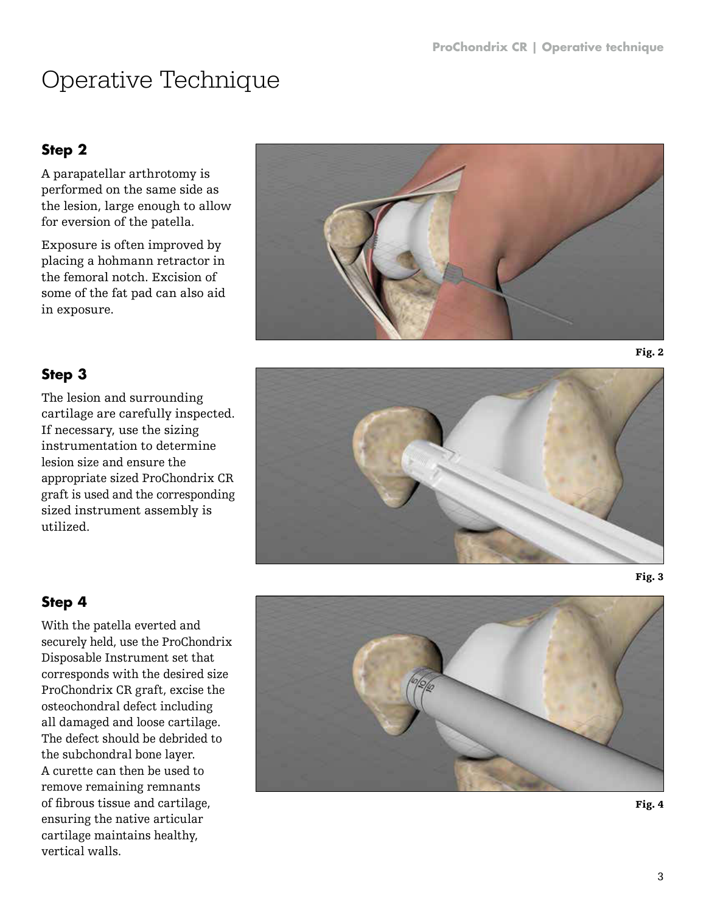# Operative Technique

### Step 2

A parapatellar arthrotomy is performed on the same side as the lesion, large enough to allow for eversion of the patella.

Exposure is often improved by placing a hohmann retractor in the femoral notch. Excision of some of the fat pad can also aid in exposure.

**Fig. 2**

### Step 3

The lesion and surrounding cartilage are carefully inspected. If necessary, use the sizing instrumentation to determine lesion size and ensure the appropriate sized ProChondrix CR graft is used and the corresponding sized instrument assembly is utilized.

**Fig. 3**

### Step 4

With the patella everted and securely held, use the ProChondrix Disposable Instrument set that corresponds with the desired size ProChondrix CR graft, excise the osteochondral defect including all damaged and loose cartilage. The defect should be debrided to the subchondral bone layer. A curette can then be used to remove remaining remnants of fibrous tissue and cartilage, ensuring the native articular cartilage maintains healthy, vertical walls.

**Fig. 4**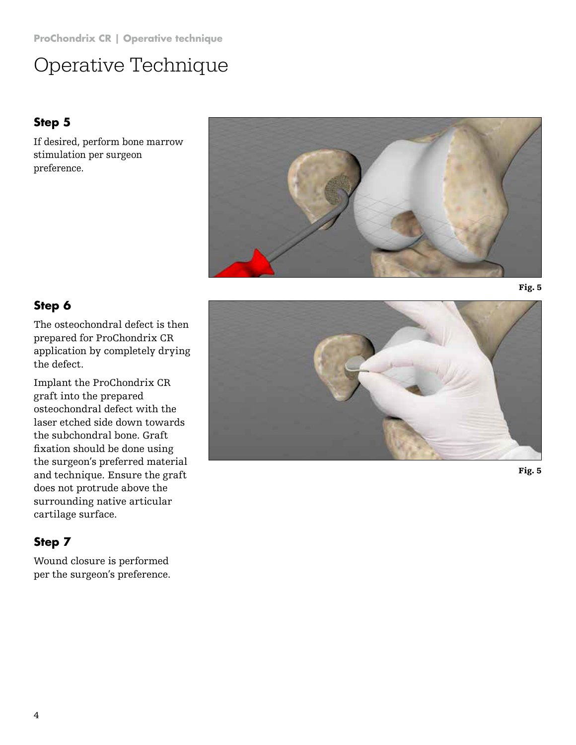# Operative Technique

### Step 5

If desired, perform bone marrow stimulation per surgeon preference.

Fig. 5

### Step 6

The osteochondral defect is then prepared for ProChondrix CR application by completely drying the defect.

Implant the ProChondrix CR graft into the prepared osteochondral defect with the laser etched side down towards the subchondral bone. Graft fixation should be done using the surgeon's preferred material and technique. Ensure the graft does not protrude above the surrounding native articular cartilage surface.

Fig. 5

### Step 7

Wound closure is performed per the surgeon's preference.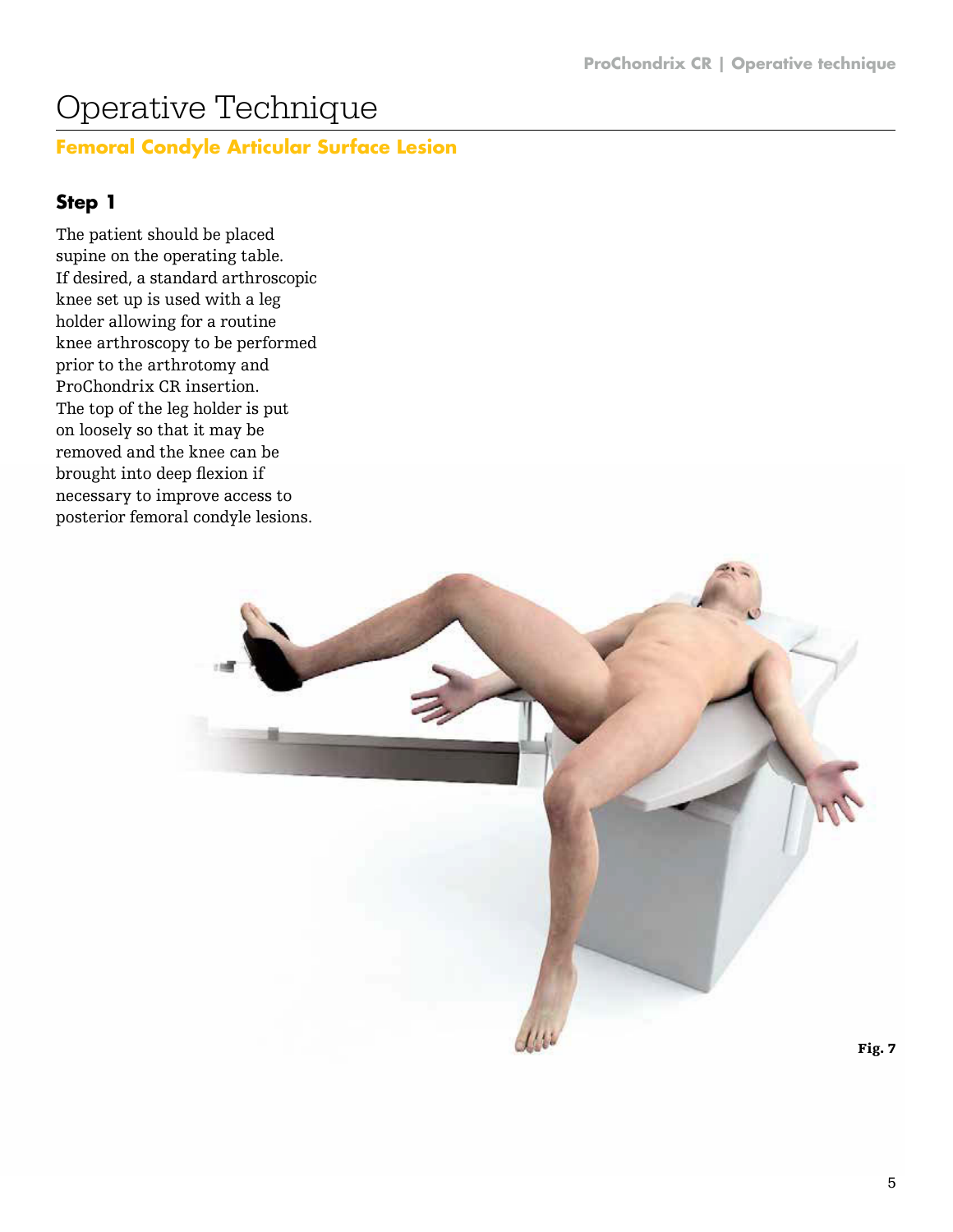# Operative Technique

## Femoral Condyle Articular Surface Lesion

### Step 1

The patient should be placed supine on the operating table. If desired, a standard arthroscopic knee set up is used with a leg holder allowing for a routine knee arthroscopy to be performed prior to the arthrotomy and ProChondrix CR insertion. The top of the leg holder is put on loosely so that it may be removed and the knee can be brought into deep flexion if necessary to improve access to posterior femoral condyle lesions.

Fig. 7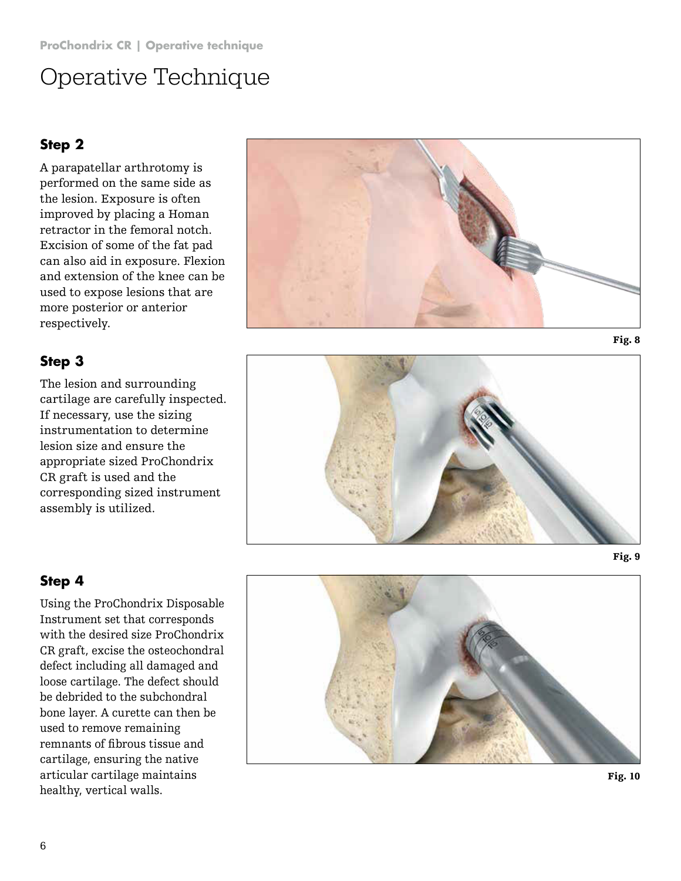# Operative Technique

## Step 2

A parapatellar arthrotomy is performed on the same side as the lesion. Exposure is often improved by placing a Homan retractor in the femoral notch. Excision of some of the fat pad can also aid in exposure. Flexion and extension of the knee can be used to expose lesions that are more posterior or anterior respectively.

Fig. 8

## Step 3

The lesion and surrounding cartilage are carefully inspected. If necessary, use the sizing instrumentation to determine lesion size and ensure the appropriate sized ProChondrix CR graft is used and the corresponding sized instrument assembly is utilized.

Fig. 9

## Step 4

Using the ProChondrix Disposable Instrument set that corresponds with the desired size ProChondrix CR graft, excise the osteochondral defect including all damaged and loose cartilage. The defect should be debrided to the subchondral bone layer. A curette can then be used to remove remaining remnants of fibrous tissue and cartilage, ensuring the native articular cartilage maintains healthy, vertical walls.

Fig. 10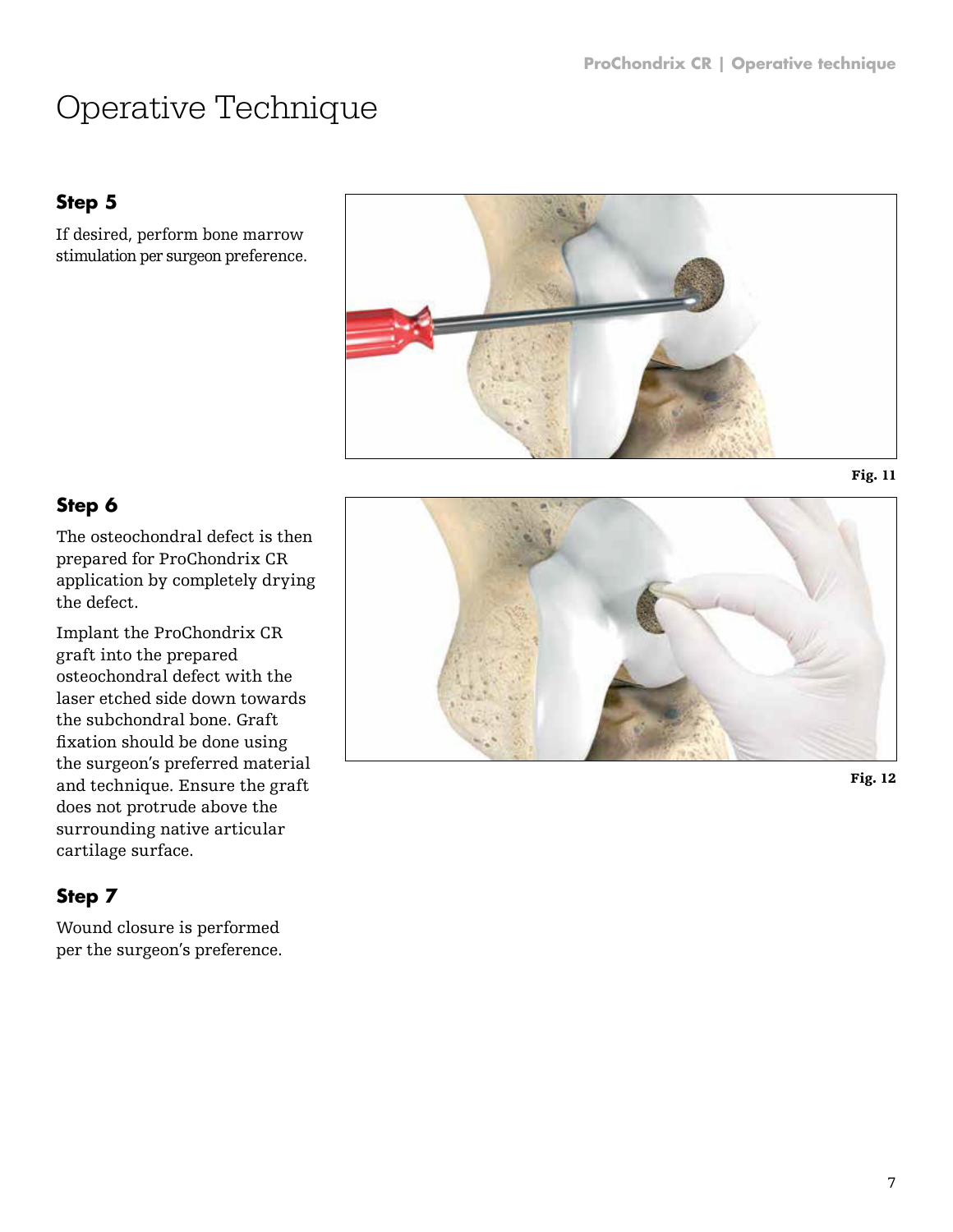# Operative Technique

### Step 5

If desired, perform bone marrow stimulation per surgeon preference.

Fig. 11

### Step 6

The osteochondral defect is then prepared for ProChondrix CR application by completely drying the defect.

Implant the ProChondrix CR graft into the prepared osteochondral defect with the laser etched side down towards the subchondral bone. Graft fixation should be done using the surgeon's preferred material and technique. Ensure the graft does not protrude above the surrounding native articular cartilage surface.

Fig. 12

### Step 7

Wound closure is performed per the surgeon's preference.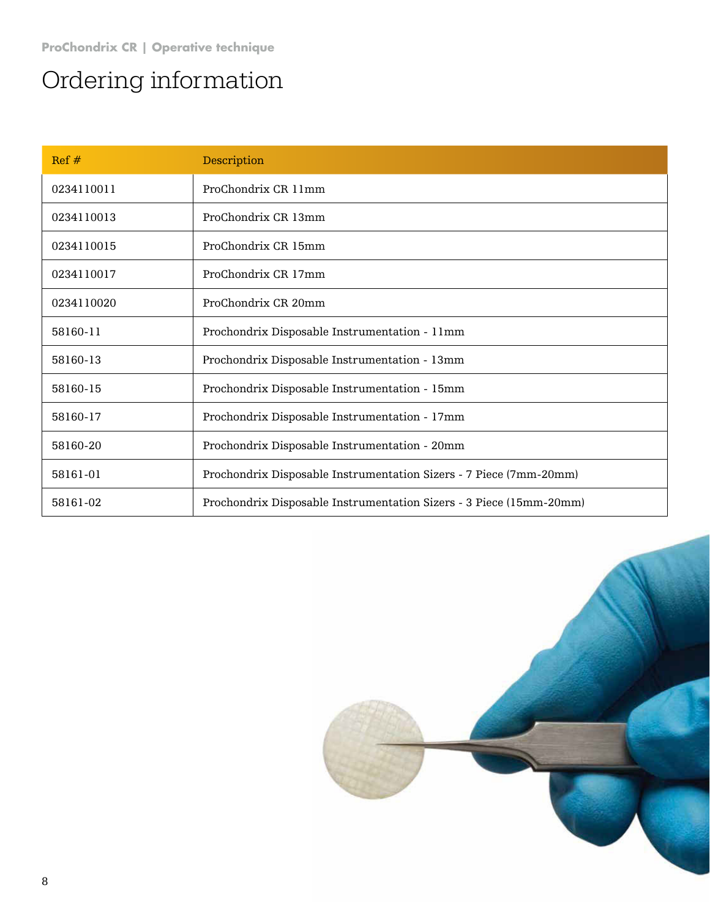# Ordering information

| Ref # | Description |
|---|---|
| 0234110011 | ProChondrix CR 11mm |
| 0234110013 | ProChondrix CR 13mm |
| 0234110015 | ProChondrix CR 15mm |
| 0234110017 | ProChondrix CR 17mm |
| 0234110020 | ProChondrix CR 20mm |
| 58160-11 | Prochondrix Disposable Instrumentation - 11mm |
| 58160-13 | Prochondrix Disposable Instrumentation - 13mm |
| 58160-15 | Prochondrix Disposable Instrumentation - 15mm |
| 58160-17 | Prochondrix Disposable Instrumentation - 17mm |
| 58160-20 | Prochondrix Disposable Instrumentation - 20mm |
| 58161-01 | Prochondrix Disposable Instrumentation Sizers - 7 Piece (7mm-20mm) |
| 58161-02 | Prochondrix Disposable Instrumentation Sizers - 3 Piece (15mm-20mm) |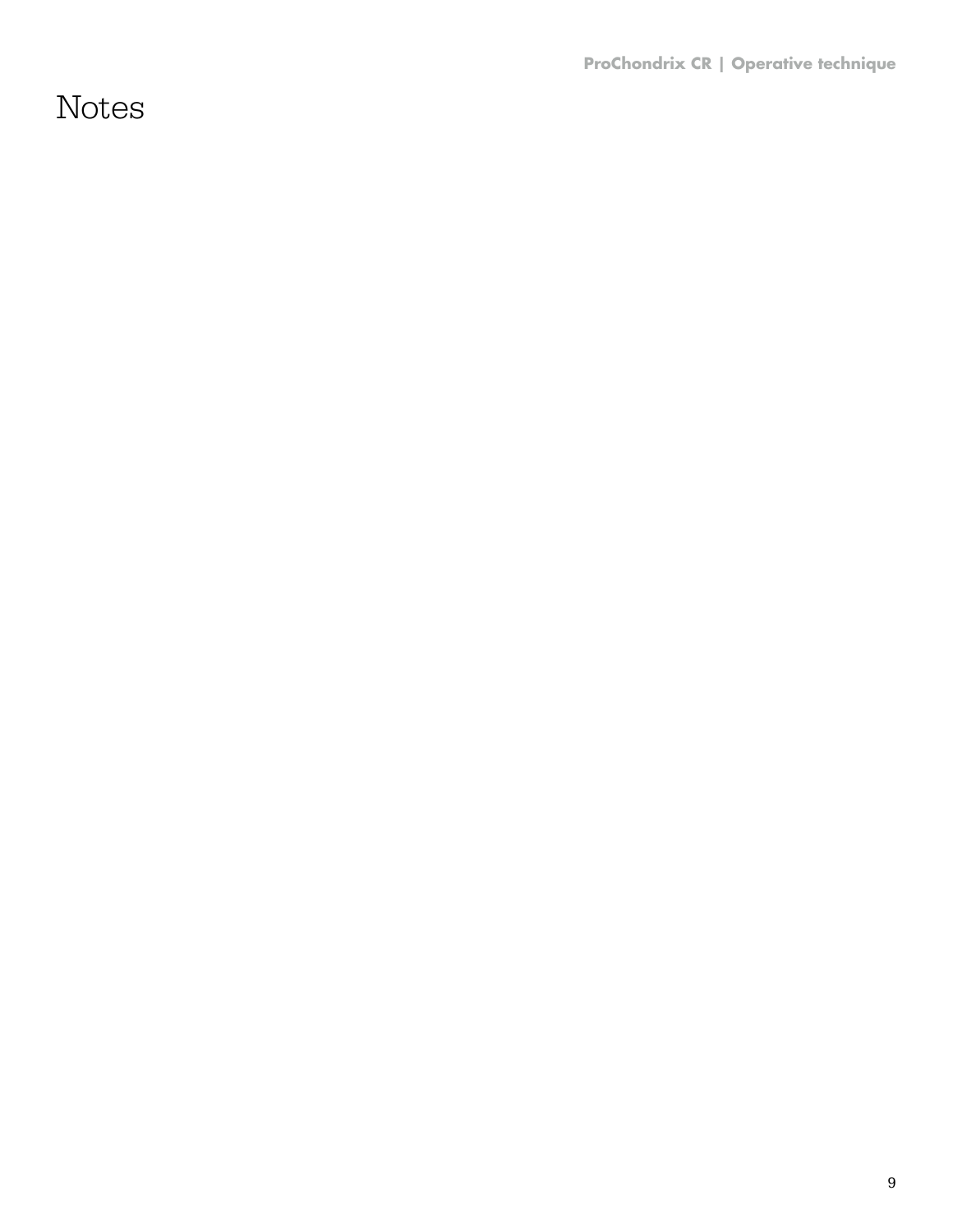# Notes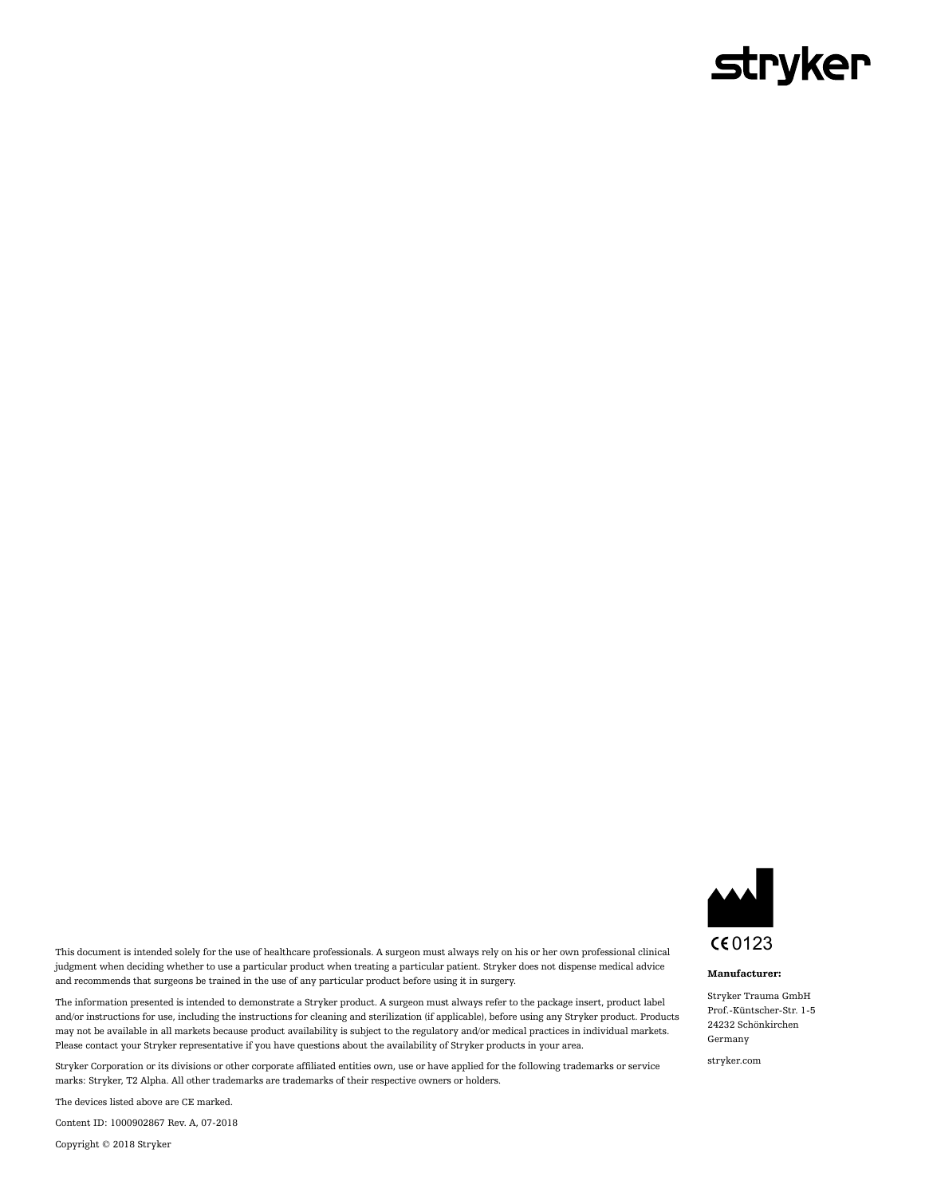This document is intended solely for the use of healthcare professionals. A surgeon must always rely on his or her own professional clinical judgment when deciding whether to use a particular product when treating a particular patient. Stryker does not dispense medical advice and recommends that surgeons be trained in the use of any particular product before using it in surgery.

The information presented is intended to demonstrate a Stryker product. A surgeon must always refer to the package insert, product label and/or instructions for use, including the instructions for cleaning and sterilization (if applicable), before using any Stryker product. Products may not be available in all markets because product availability is subject to the regulatory and/or medical practices in individual markets. Please contact your Stryker representative if you have questions about the availability of Stryker products in your area.

Stryker Corporation or its divisions or other corporate affiliated entities own, use or have applied for the following trademarks or service marks: Stryker, T2 Alpha. All other trademarks are trademarks of their respective owners or holders.

The devices listed above are CE marked.

Content ID: 1000902867 Rev. A, 07-2018

Copyright © 2018 Stryker

CE 0123

**Manufacturer:**

Stryker Trauma GmbH
Prof.-Küntscher-Str. 1-5
24232 Schönkirchen
Germany

stryker.com